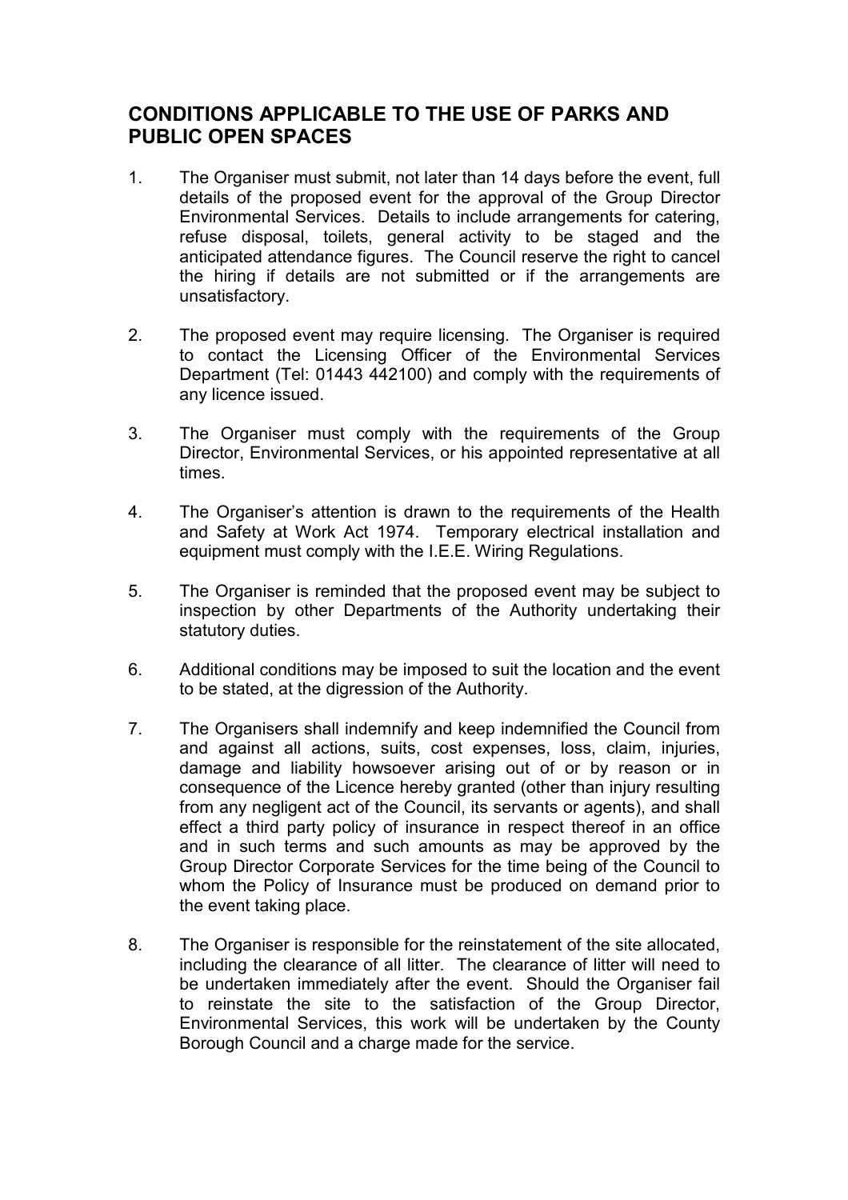# CONDITIONS APPLICABLE TO THE USE OF PARKS AND PUBLIC OPEN SPACES

1. The Organiser must submit, not later than 14 days before the event, full details of the proposed event for the approval of the Group Director Environmental Services. Details to include arrangements for catering, refuse disposal, toilets, general activity to be staged and the anticipated attendance figures. The Council reserve the right to cancel the hiring if details are not submitted or if the arrangements are unsatisfactory.

2. The proposed event may require licensing. The Organiser is required to contact the Licensing Officer of the Environmental Services Department (Tel: 01443 442100) and comply with the requirements of any licence issued.

3. The Organiser must comply with the requirements of the Group Director, Environmental Services, or his appointed representative at all times.

4. The Organiser's attention is drawn to the requirements of the Health and Safety at Work Act 1974. Temporary electrical installation and equipment must comply with the I.E.E. Wiring Regulations.

5. The Organiser is reminded that the proposed event may be subject to inspection by other Departments of the Authority undertaking their statutory duties.

6. Additional conditions may be imposed to suit the location and the event to be stated, at the digression of the Authority.

7. The Organisers shall indemnify and keep indemnified the Council from and against all actions, suits, cost expenses, loss, claim, injuries, damage and liability howsoever arising out of or by reason or in consequence of the Licence hereby granted (other than injury resulting from any negligent act of the Council, its servants or agents), and shall effect a third party policy of insurance in respect thereof in an office and in such terms and such amounts as may be approved by the Group Director Corporate Services for the time being of the Council to whom the Policy of Insurance must be produced on demand prior to the event taking place.

8. The Organiser is responsible for the reinstatement of the site allocated, including the clearance of all litter. The clearance of litter will need to be undertaken immediately after the event. Should the Organiser fail to reinstate the site to the satisfaction of the Group Director, Environmental Services, this work will be undertaken by the County Borough Council and a charge made for the service.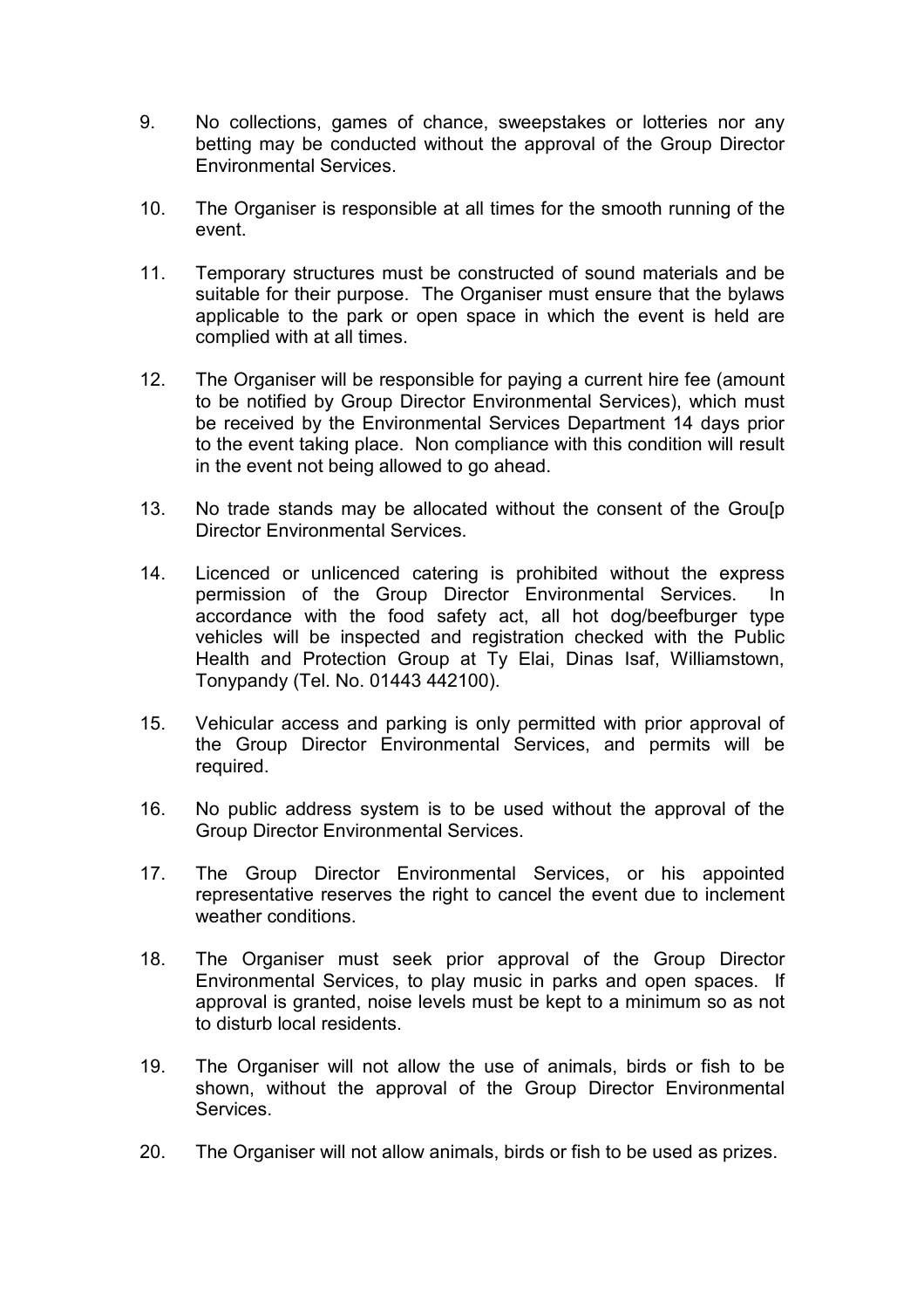9. No collections, games of chance, sweepstakes or lotteries nor any betting may be conducted without the approval of the Group Director Environmental Services.

10. The Organiser is responsible at all times for the smooth running of the event.

11. Temporary structures must be constructed of sound materials and be suitable for their purpose. The Organiser must ensure that the bylaws applicable to the park or open space in which the event is held are complied with at all times.

12. The Organiser will be responsible for paying a current hire fee (amount to be notified by Group Director Environmental Services), which must be received by the Environmental Services Department 14 days prior to the event taking place. Non compliance with this condition will result in the event not being allowed to go ahead.

13. No trade stands may be allocated without the consent of the Grou[p Director Environmental Services.

14. Licenced or unlicenced catering is prohibited without the express permission of the Group Director Environmental Services. In accordance with the food safety act, all hot dog/beefburger type vehicles will be inspected and registration checked with the Public Health and Protection Group at Ty Elai, Dinas Isaf, Williamstown, Tonypandy (Tel. No. 01443 442100).

15. Vehicular access and parking is only permitted with prior approval of the Group Director Environmental Services, and permits will be required.

16. No public address system is to be used without the approval of the Group Director Environmental Services.

17. The Group Director Environmental Services, or his appointed representative reserves the right to cancel the event due to inclement weather conditions.

18. The Organiser must seek prior approval of the Group Director Environmental Services, to play music in parks and open spaces. If approval is granted, noise levels must be kept to a minimum so as not to disturb local residents.

19. The Organiser will not allow the use of animals, birds or fish to be shown, without the approval of the Group Director Environmental Services.

20. The Organiser will not allow animals, birds or fish to be used as prizes.